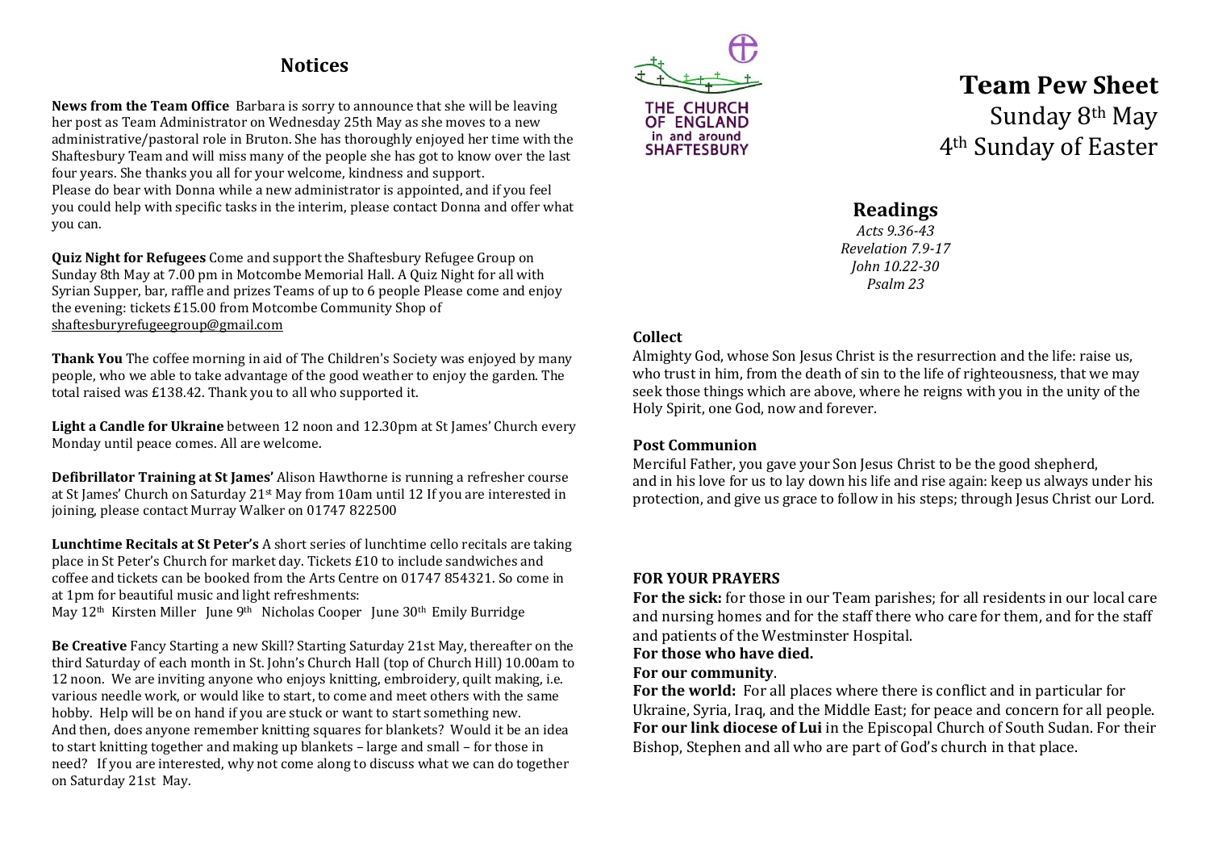# Team Pew Sheet

Sunday 8th May
4th Sunday of Easter

THE CHURCH OF ENGLAND in and around SHAFTESBURY

## Readings

*Acts 9.36-43*
*Revelation 7.9-17*
*John 10.22-30*
*Psalm 23*

**Collect**
Almighty God, whose Son Jesus Christ is the resurrection and the life: raise us, who trust in him, from the death of sin to the life of righteousness, that we may seek those things which are above, where he reigns with you in the unity of the Holy Spirit, one God, now and forever.

**Post Communion**
Merciful Father, you gave your Son Jesus Christ to be the good shepherd, and in his love for us to lay down his life and rise again: keep us always under his protection, and give us grace to follow in his steps; through Jesus Christ our Lord.

**FOR YOUR PRAYERS**
**For the sick:** for those in our Team parishes; for all residents in our local care and nursing homes and for the staff there who care for them, and for the staff and patients of the Westminster Hospital.
**For those who have died.**
**For our community**.
**For the world:** For all places where there is conflict and in particular for Ukraine, Syria, Iraq, and the Middle East; for peace and concern for all people.
**For our link diocese of Lui** in the Episcopal Church of South Sudan. For their Bishop, Stephen and all who are part of God's church in that place.

## Notices

**News from the Team Office** Barbara is sorry to announce that she will be leaving her post as Team Administrator on Wednesday 25th May as she moves to a new administrative/pastoral role in Bruton. She has thoroughly enjoyed her time with the Shaftesbury Team and will miss many of the people she has got to know over the last four years. She thanks you all for your welcome, kindness and support.
Please do bear with Donna while a new administrator is appointed, and if you feel you could help with specific tasks in the interim, please contact Donna and offer what you can.

**Quiz Night for Refugees** Come and support the Shaftesbury Refugee Group on Sunday 8th May at 7.00 pm in Motcombe Memorial Hall. A Quiz Night for all with Syrian Supper, bar, raffle and prizes Teams of up to 6 people Please come and enjoy the evening: tickets £15.00 from Motcombe Community Shop of shaftesburyrefugeegroup@gmail.com

**Thank You** The coffee morning in aid of The Children's Society was enjoyed by many people, who we able to take advantage of the good weather to enjoy the garden. The total raised was £138.42. Thank you to all who supported it.

**Light a Candle for Ukraine** between 12 noon and 12.30pm at St James' Church every Monday until peace comes. All are welcome.

**Defibrillator Training at St James'** Alison Hawthorne is running a refresher course at St James' Church on Saturday 21st May from 10am until 12 If you are interested in joining, please contact Murray Walker on 01747 822500

**Lunchtime Recitals at St Peter's** A short series of lunchtime cello recitals are taking place in St Peter's Church for market day. Tickets £10 to include sandwiches and coffee and tickets can be booked from the Arts Centre on 01747 854321. So come in at 1pm for beautiful music and light refreshments:
May 12th Kirsten Miller June 9th Nicholas Cooper June 30th Emily Burridge

**Be Creative** Fancy Starting a new Skill? Starting Saturday 21st May, thereafter on the third Saturday of each month in St. John's Church Hall (top of Church Hill) 10.00am to 12 noon. We are inviting anyone who enjoys knitting, embroidery, quilt making, i.e. various needle work, or would like to start, to come and meet others with the same hobby. Help will be on hand if you are stuck or want to start something new.
And then, does anyone remember knitting squares for blankets? Would it be an idea to start knitting together and making up blankets – large and small – for those in need? If you are interested, why not come along to discuss what we can do together on Saturday 21st May.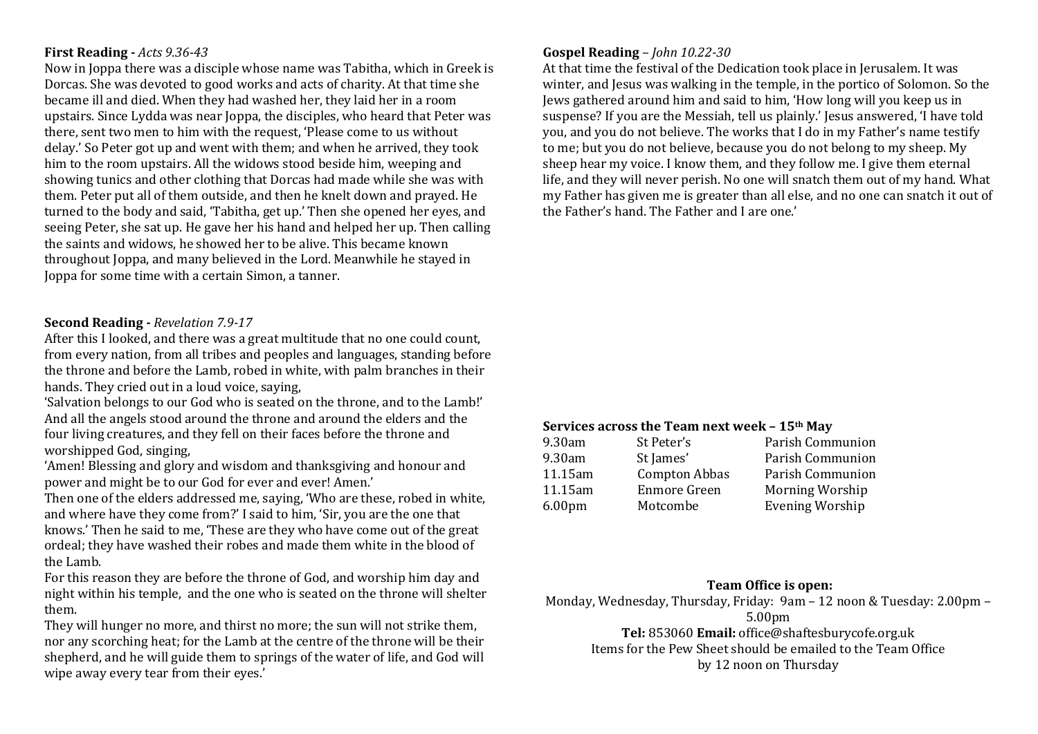**First Reading -** *Acts 9.36-43*

Now in Joppa there was a disciple whose name was Tabitha, which in Greek is Dorcas. She was devoted to good works and acts of charity. At that time she became ill and died. When they had washed her, they laid her in a room upstairs. Since Lydda was near Joppa, the disciples, who heard that Peter was there, sent two men to him with the request, 'Please come to us without delay.' So Peter got up and went with them; and when he arrived, they took him to the room upstairs. All the widows stood beside him, weeping and showing tunics and other clothing that Dorcas had made while she was with them. Peter put all of them outside, and then he knelt down and prayed. He turned to the body and said, 'Tabitha, get up.' Then she opened her eyes, and seeing Peter, she sat up. He gave her his hand and helped her up. Then calling the saints and widows, he showed her to be alive. This became known throughout Joppa, and many believed in the Lord. Meanwhile he stayed in Joppa for some time with a certain Simon, a tanner.

**Second Reading -** *Revelation 7.9-17*

After this I looked, and there was a great multitude that no one could count, from every nation, from all tribes and peoples and languages, standing before the throne and before the Lamb, robed in white, with palm branches in their hands. They cried out in a loud voice, saying,

'Salvation belongs to our God who is seated on the throne, and to the Lamb!'

And all the angels stood around the throne and around the elders and the four living creatures, and they fell on their faces before the throne and worshipped God, singing,

'Amen! Blessing and glory and wisdom and thanksgiving and honour and power and might be to our God for ever and ever! Amen.'

Then one of the elders addressed me, saying, 'Who are these, robed in white, and where have they come from?' I said to him, 'Sir, you are the one that knows.' Then he said to me, 'These are they who have come out of the great ordeal; they have washed their robes and made them white in the blood of the Lamb.

For this reason they are before the throne of God, and worship him day and night within his temple, and the one who is seated on the throne will shelter them.

They will hunger no more, and thirst no more; the sun will not strike them, nor any scorching heat; for the Lamb at the centre of the throne will be their shepherd, and he will guide them to springs of the water of life, and God will wipe away every tear from their eyes.'

**Gospel Reading** – *John 10.22-30*

At that time the festival of the Dedication took place in Jerusalem. It was winter, and Jesus was walking in the temple, in the portico of Solomon. So the Jews gathered around him and said to him, 'How long will you keep us in suspense? If you are the Messiah, tell us plainly.' Jesus answered, 'I have told you, and you do not believe. The works that I do in my Father's name testify to me; but you do not believe, because you do not belong to my sheep. My sheep hear my voice. I know them, and they follow me. I give them eternal life, and they will never perish. No one will snatch them out of my hand. What my Father has given me is greater than all else, and no one can snatch it out of the Father's hand. The Father and I are one.'

**Services across the Team next week – 15th May**

| | | |
|---|---|---|
| 9.30am | St Peter's | Parish Communion |
| 9.30am | St James' | Parish Communion |
| 11.15am | Compton Abbas | Parish Communion |
| 11.15am | Enmore Green | Morning Worship |
| 6.00pm | Motcombe | Evening Worship |

**Team Office is open:**

Monday, Wednesday, Thursday, Friday: 9am – 12 noon & Tuesday: 2.00pm – 5.00pm

**Tel:** 853060 **Email:** office@shaftesburycofe.org.uk

Items for the Pew Sheet should be emailed to the Team Office by 12 noon on Thursday